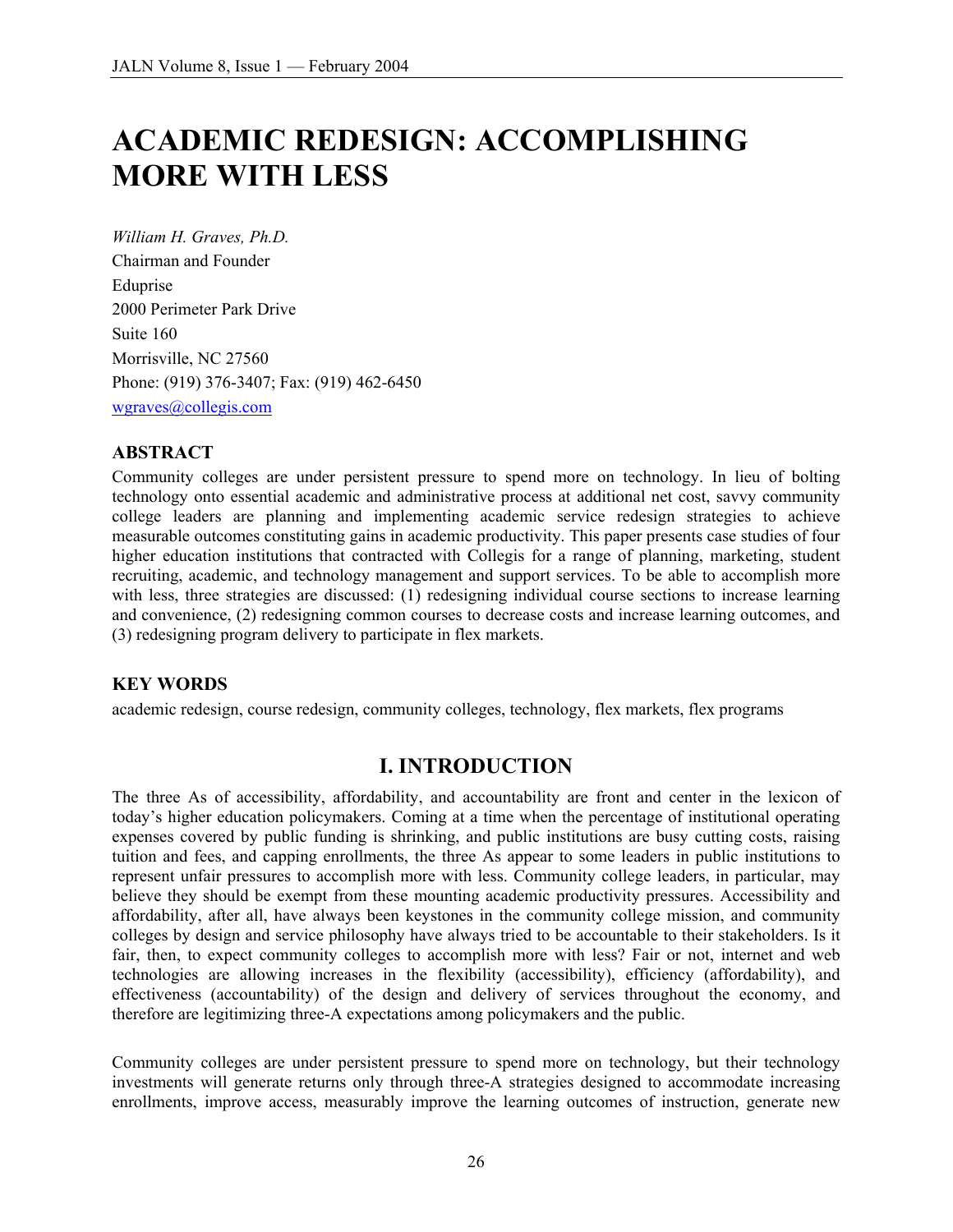# ACADEMIC REDESIGN: ACCOMPLISHING MORE WITH LESS

*William H. Graves, Ph.D.*
Chairman and Founder
Eduprise
2000 Perimeter Park Drive
Suite 160
Morrisville, NC 27560
Phone: (919) 376-3407; Fax: (919) 462-6450
wgraves@collegis.com

### ABSTRACT

Community colleges are under persistent pressure to spend more on technology. In lieu of bolting technology onto essential academic and administrative process at additional net cost, savvy community college leaders are planning and implementing academic service redesign strategies to achieve measurable outcomes constituting gains in academic productivity. This paper presents case studies of four higher education institutions that contracted with Collegis for a range of planning, marketing, student recruiting, academic, and technology management and support services. To be able to accomplish more with less, three strategies are discussed: (1) redesigning individual course sections to increase learning and convenience, (2) redesigning common courses to decrease costs and increase learning outcomes, and (3) redesigning program delivery to participate in flex markets.

### KEY WORDS

academic redesign, course redesign, community colleges, technology, flex markets, flex programs

## I. INTRODUCTION

The three As of accessibility, affordability, and accountability are front and center in the lexicon of today's higher education policymakers. Coming at a time when the percentage of institutional operating expenses covered by public funding is shrinking, and public institutions are busy cutting costs, raising tuition and fees, and capping enrollments, the three As appear to some leaders in public institutions to represent unfair pressures to accomplish more with less. Community college leaders, in particular, may believe they should be exempt from these mounting academic productivity pressures. Accessibility and affordability, after all, have always been keystones in the community college mission, and community colleges by design and service philosophy have always tried to be accountable to their stakeholders. Is it fair, then, to expect community colleges to accomplish more with less? Fair or not, internet and web technologies are allowing increases in the flexibility (accessibility), efficiency (affordability), and effectiveness (accountability) of the design and delivery of services throughout the economy, and therefore are legitimizing three-A expectations among policymakers and the public.

Community colleges are under persistent pressure to spend more on technology, but their technology investments will generate returns only through three-A strategies designed to accommodate increasing enrollments, improve access, measurably improve the learning outcomes of instruction, generate new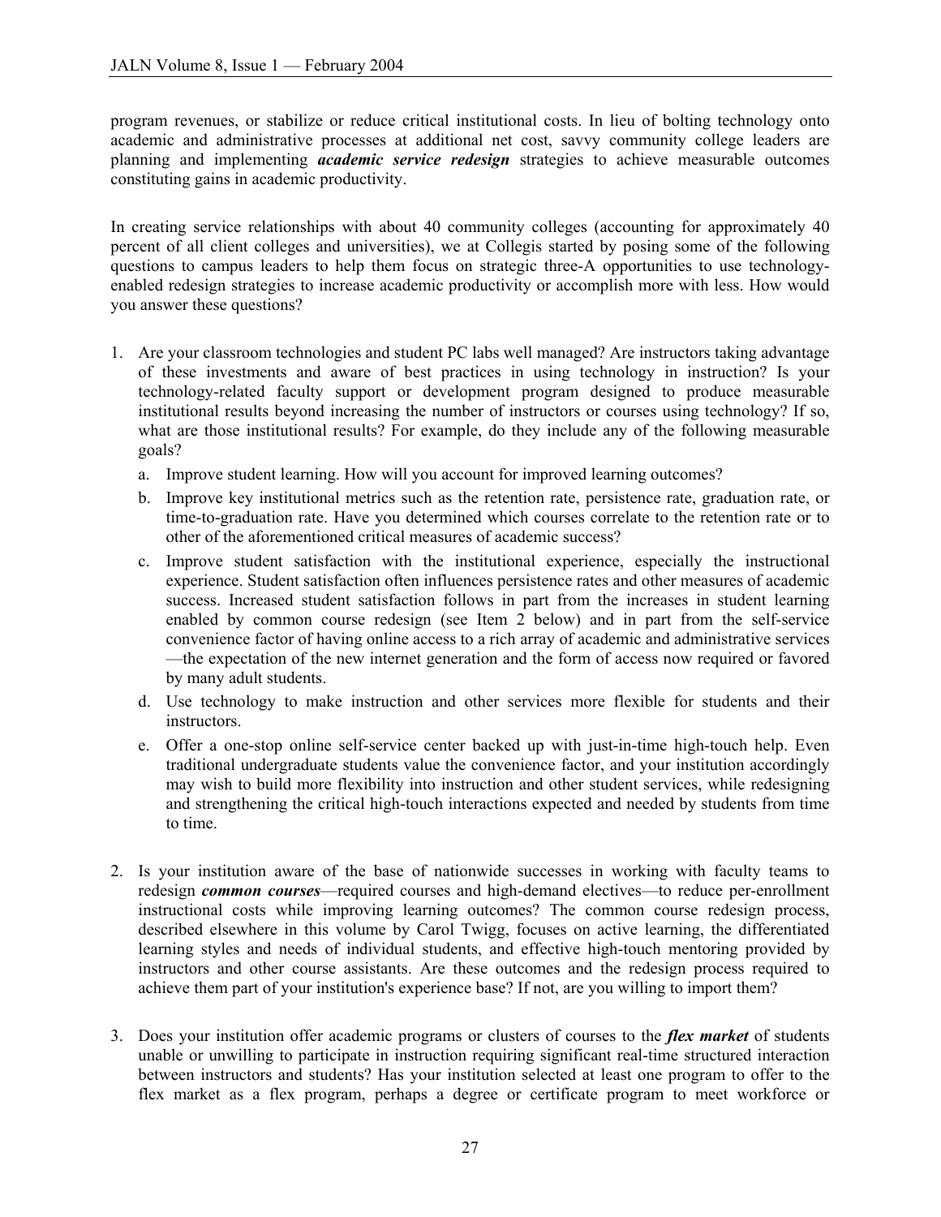program revenues, or stabilize or reduce critical institutional costs. In lieu of bolting technology onto academic and administrative processes at additional net cost, savvy community college leaders are planning and implementing ***academic service redesign*** strategies to achieve measurable outcomes constituting gains in academic productivity.

In creating service relationships with about 40 community colleges (accounting for approximately 40 percent of all client colleges and universities), we at Collegis started by posing some of the following questions to campus leaders to help them focus on strategic three-A opportunities to use technology-enabled redesign strategies to increase academic productivity or accomplish more with less. How would you answer these questions?

1. Are your classroom technologies and student PC labs well managed? Are instructors taking advantage of these investments and aware of best practices in using technology in instruction? Is your technology-related faculty support or development program designed to produce measurable institutional results beyond increasing the number of instructors or courses using technology? If so, what are those institutional results? For example, do they include any of the following measurable goals?
   a. Improve student learning. How will you account for improved learning outcomes?
   b. Improve key institutional metrics such as the retention rate, persistence rate, graduation rate, or time-to-graduation rate. Have you determined which courses correlate to the retention rate or to other of the aforementioned critical measures of academic success?
   c. Improve student satisfaction with the institutional experience, especially the instructional experience. Student satisfaction often influences persistence rates and other measures of academic success. Increased student satisfaction follows in part from the increases in student learning enabled by common course redesign (see Item 2 below) and in part from the self-service convenience factor of having online access to a rich array of academic and administrative services —the expectation of the new internet generation and the form of access now required or favored by many adult students.
   d. Use technology to make instruction and other services more flexible for students and their instructors.
   e. Offer a one-stop online self-service center backed up with just-in-time high-touch help. Even traditional undergraduate students value the convenience factor, and your institution accordingly may wish to build more flexibility into instruction and other student services, while redesigning and strengthening the critical high-touch interactions expected and needed by students from time to time.

2. Is your institution aware of the base of nationwide successes in working with faculty teams to redesign ***common courses***—required courses and high-demand electives—to reduce per-enrollment instructional costs while improving learning outcomes? The common course redesign process, described elsewhere in this volume by Carol Twigg, focuses on active learning, the differentiated learning styles and needs of individual students, and effective high-touch mentoring provided by instructors and other course assistants. Are these outcomes and the redesign process required to achieve them part of your institution's experience base? If not, are you willing to import them?

3. Does your institution offer academic programs or clusters of courses to the ***flex market*** of students unable or unwilling to participate in instruction requiring significant real-time structured interaction between instructors and students? Has your institution selected at least one program to offer to the flex market as a flex program, perhaps a degree or certificate program to meet workforce or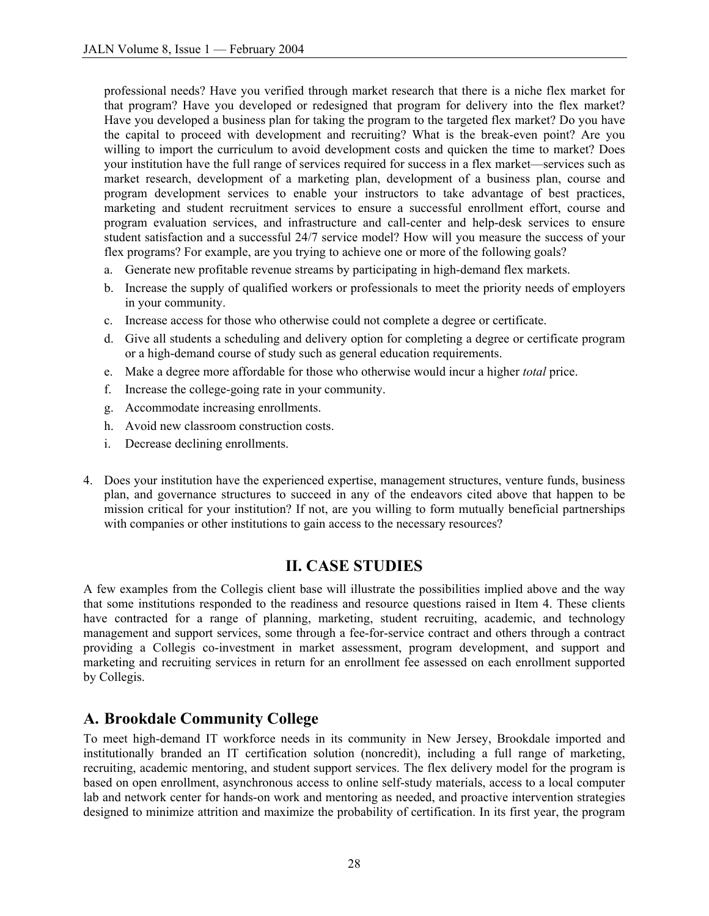professional needs? Have you verified through market research that there is a niche flex market for that program? Have you developed or redesigned that program for delivery into the flex market? Have you developed a business plan for taking the program to the targeted flex market? Do you have the capital to proceed with development and recruiting? What is the break-even point? Are you willing to import the curriculum to avoid development costs and quicken the time to market? Does your institution have the full range of services required for success in a flex market—services such as market research, development of a marketing plan, development of a business plan, course and program development services to enable your instructors to take advantage of best practices, marketing and student recruitment services to ensure a successful enrollment effort, course and program evaluation services, and infrastructure and call-center and help-desk services to ensure student satisfaction and a successful 24/7 service model? How will you measure the success of your flex programs? For example, are you trying to achieve one or more of the following goals?

   a. Generate new profitable revenue streams by participating in high-demand flex markets.
   b. Increase the supply of qualified workers or professionals to meet the priority needs of employers in your community.
   c. Increase access for those who otherwise could not complete a degree or certificate.
   d. Give all students a scheduling and delivery option for completing a degree or certificate program or a high-demand course of study such as general education requirements.
   e. Make a degree more affordable for those who otherwise would incur a higher *total* price.
   f. Increase the college-going rate in your community.
   g. Accommodate increasing enrollments.
   h. Avoid new classroom construction costs.
   i. Decrease declining enrollments.

4. Does your institution have the experienced expertise, management structures, venture funds, business plan, and governance structures to succeed in any of the endeavors cited above that happen to be mission critical for your institution? If not, are you willing to form mutually beneficial partnerships with companies or other institutions to gain access to the necessary resources?

## II. CASE STUDIES

A few examples from the Collegis client base will illustrate the possibilities implied above and the way that some institutions responded to the readiness and resource questions raised in Item 4. These clients have contracted for a range of planning, marketing, student recruiting, academic, and technology management and support services, some through a fee-for-service contract and others through a contract providing a Collegis co-investment in market assessment, program development, and support and marketing and recruiting services in return for an enrollment fee assessed on each enrollment supported by Collegis.

### A. Brookdale Community College

To meet high-demand IT workforce needs in its community in New Jersey, Brookdale imported and institutionally branded an IT certification solution (noncredit), including a full range of marketing, recruiting, academic mentoring, and student support services. The flex delivery model for the program is based on open enrollment, asynchronous access to online self-study materials, access to a local computer lab and network center for hands-on work and mentoring as needed, and proactive intervention strategies designed to minimize attrition and maximize the probability of certification. In its first year, the program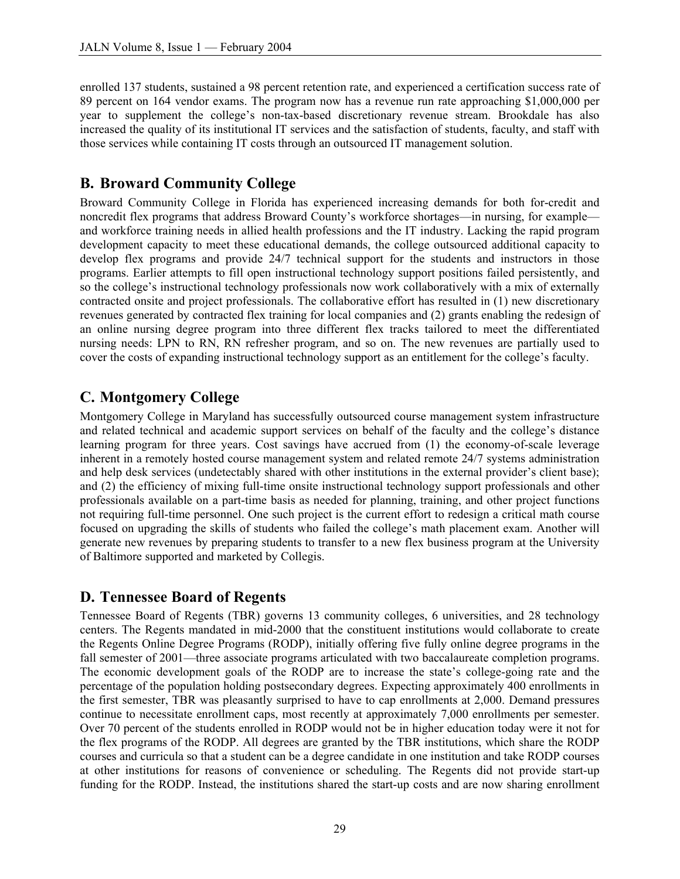enrolled 137 students, sustained a 98 percent retention rate, and experienced a certification success rate of 89 percent on 164 vendor exams. The program now has a revenue run rate approaching $1,000,000 per year to supplement the college's non-tax-based discretionary revenue stream. Brookdale has also increased the quality of its institutional IT services and the satisfaction of students, faculty, and staff with those services while containing IT costs through an outsourced IT management solution.

## B. Broward Community College

Broward Community College in Florida has experienced increasing demands for both for-credit and noncredit flex programs that address Broward County's workforce shortages—in nursing, for example—and workforce training needs in allied health professions and the IT industry. Lacking the rapid program development capacity to meet these educational demands, the college outsourced additional capacity to develop flex programs and provide 24/7 technical support for the students and instructors in those programs. Earlier attempts to fill open instructional technology support positions failed persistently, and so the college's instructional technology professionals now work collaboratively with a mix of externally contracted onsite and project professionals. The collaborative effort has resulted in (1) new discretionary revenues generated by contracted flex training for local companies and (2) grants enabling the redesign of an online nursing degree program into three different flex tracks tailored to meet the differentiated nursing needs: LPN to RN, RN refresher program, and so on. The new revenues are partially used to cover the costs of expanding instructional technology support as an entitlement for the college's faculty.

## C. Montgomery College

Montgomery College in Maryland has successfully outsourced course management system infrastructure and related technical and academic support services on behalf of the faculty and the college's distance learning program for three years. Cost savings have accrued from (1) the economy-of-scale leverage inherent in a remotely hosted course management system and related remote 24/7 systems administration and help desk services (undetectably shared with other institutions in the external provider's client base); and (2) the efficiency of mixing full-time onsite instructional technology support professionals and other professionals available on a part-time basis as needed for planning, training, and other project functions not requiring full-time personnel. One such project is the current effort to redesign a critical math course focused on upgrading the skills of students who failed the college's math placement exam. Another will generate new revenues by preparing students to transfer to a new flex business program at the University of Baltimore supported and marketed by Collegis.

## D. Tennessee Board of Regents

Tennessee Board of Regents (TBR) governs 13 community colleges, 6 universities, and 28 technology centers. The Regents mandated in mid-2000 that the constituent institutions would collaborate to create the Regents Online Degree Programs (RODP), initially offering five fully online degree programs in the fall semester of 2001—three associate programs articulated with two baccalaureate completion programs. The economic development goals of the RODP are to increase the state's college-going rate and the percentage of the population holding postsecondary degrees. Expecting approximately 400 enrollments in the first semester, TBR was pleasantly surprised to have to cap enrollments at 2,000. Demand pressures continue to necessitate enrollment caps, most recently at approximately 7,000 enrollments per semester. Over 70 percent of the students enrolled in RODP would not be in higher education today were it not for the flex programs of the RODP. All degrees are granted by the TBR institutions, which share the RODP courses and curricula so that a student can be a degree candidate in one institution and take RODP courses at other institutions for reasons of convenience or scheduling. The Regents did not provide start-up funding for the RODP. Instead, the institutions shared the start-up costs and are now sharing enrollment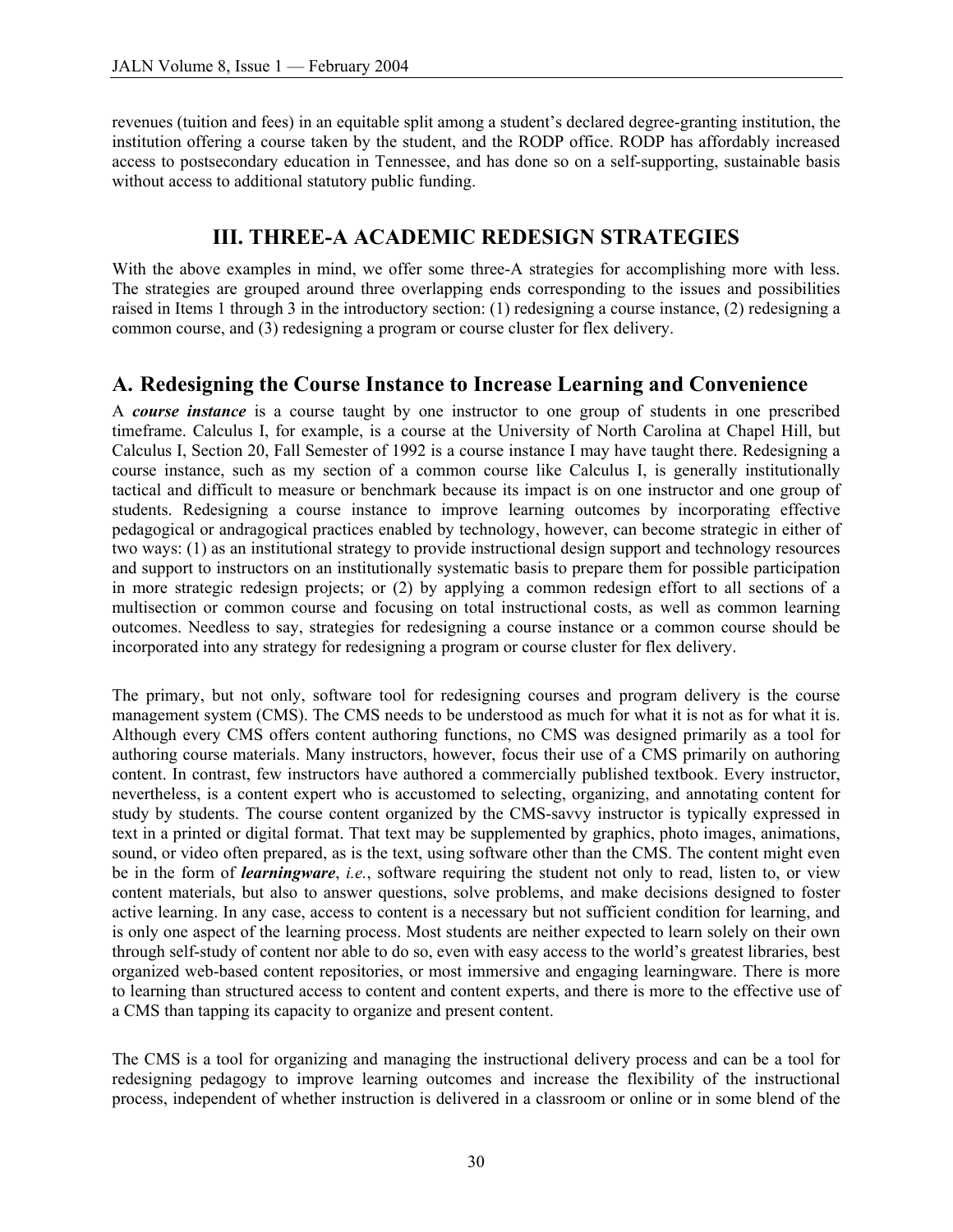revenues (tuition and fees) in an equitable split among a student's declared degree-granting institution, the institution offering a course taken by the student, and the RODP office. RODP has affordably increased access to postsecondary education in Tennessee, and has done so on a self-supporting, sustainable basis without access to additional statutory public funding.

## III. THREE-A ACADEMIC REDESIGN STRATEGIES

With the above examples in mind, we offer some three-A strategies for accomplishing more with less. The strategies are grouped around three overlapping ends corresponding to the issues and possibilities raised in Items 1 through 3 in the introductory section: (1) redesigning a course instance, (2) redesigning a common course, and (3) redesigning a program or course cluster for flex delivery.

### A. Redesigning the Course Instance to Increase Learning and Convenience

A ***course instance*** is a course taught by one instructor to one group of students in one prescribed timeframe. Calculus I, for example, is a course at the University of North Carolina at Chapel Hill, but Calculus I, Section 20, Fall Semester of 1992 is a course instance I may have taught there. Redesigning a course instance, such as my section of a common course like Calculus I, is generally institutionally tactical and difficult to measure or benchmark because its impact is on one instructor and one group of students. Redesigning a course instance to improve learning outcomes by incorporating effective pedagogical or andragogical practices enabled by technology, however, can become strategic in either of two ways: (1) as an institutional strategy to provide instructional design support and technology resources and support to instructors on an institutionally systematic basis to prepare them for possible participation in more strategic redesign projects; or (2) by applying a common redesign effort to all sections of a multisection or common course and focusing on total instructional costs, as well as common learning outcomes. Needless to say, strategies for redesigning a course instance or a common course should be incorporated into any strategy for redesigning a program or course cluster for flex delivery.

The primary, but not only, software tool for redesigning courses and program delivery is the course management system (CMS). The CMS needs to be understood as much for what it is not as for what it is. Although every CMS offers content authoring functions, no CMS was designed primarily as a tool for authoring course materials. Many instructors, however, focus their use of a CMS primarily on authoring content. In contrast, few instructors have authored a commercially published textbook. Every instructor, nevertheless, is a content expert who is accustomed to selecting, organizing, and annotating content for study by students. The course content organized by the CMS-savvy instructor is typically expressed in text in a printed or digital format. That text may be supplemented by graphics, photo images, animations, sound, or video often prepared, as is the text, using software other than the CMS. The content might even be in the form of ***learningware***, *i.e.*, software requiring the student not only to read, listen to, or view content materials, but also to answer questions, solve problems, and make decisions designed to foster active learning. In any case, access to content is a necessary but not sufficient condition for learning, and is only one aspect of the learning process. Most students are neither expected to learn solely on their own through self-study of content nor able to do so, even with easy access to the world's greatest libraries, best organized web-based content repositories, or most immersive and engaging learningware. There is more to learning than structured access to content and content experts, and there is more to the effective use of a CMS than tapping its capacity to organize and present content.

The CMS is a tool for organizing and managing the instructional delivery process and can be a tool for redesigning pedagogy to improve learning outcomes and increase the flexibility of the instructional process, independent of whether instruction is delivered in a classroom or online or in some blend of the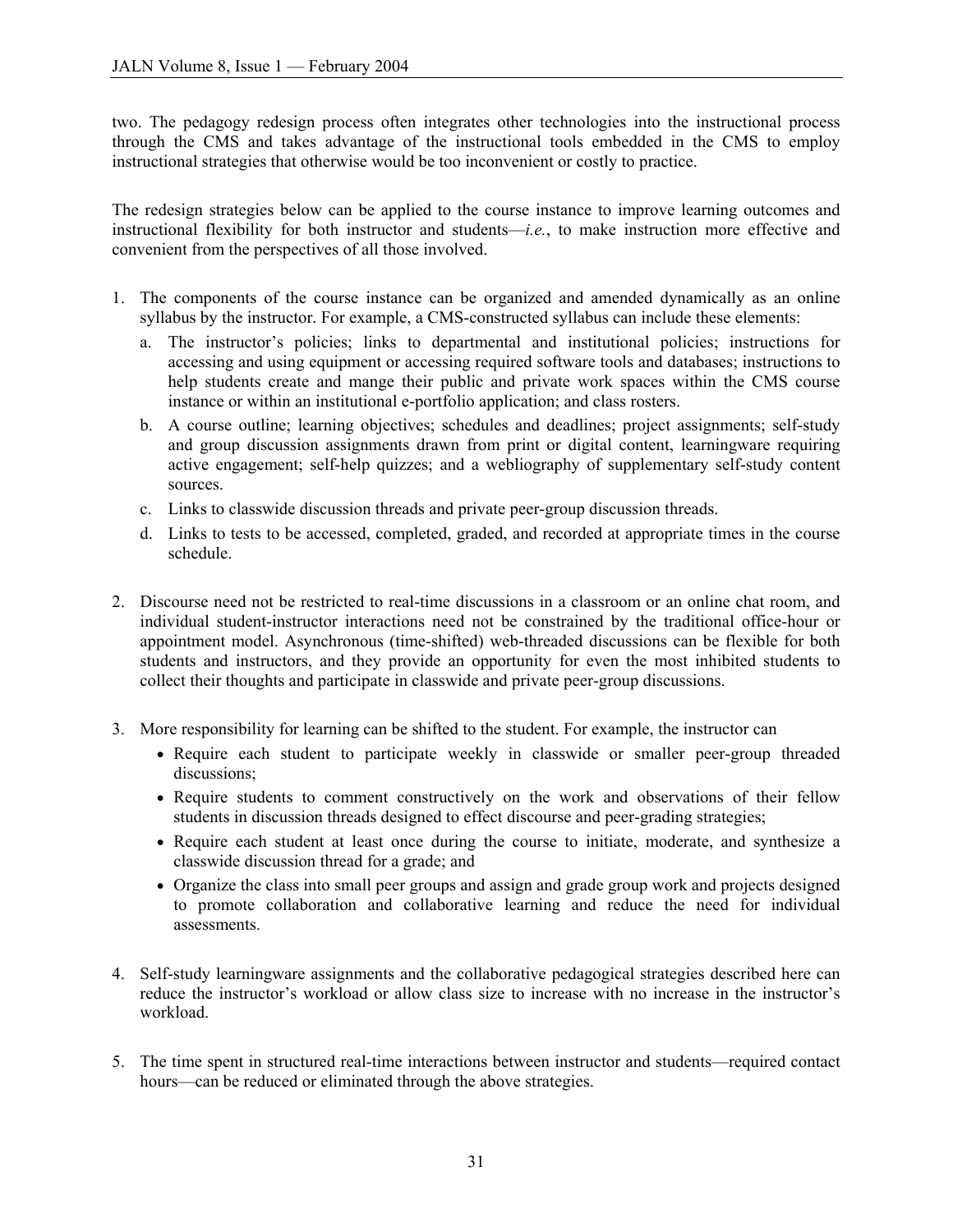two. The pedagogy redesign process often integrates other technologies into the instructional process through the CMS and takes advantage of the instructional tools embedded in the CMS to employ instructional strategies that otherwise would be too inconvenient or costly to practice.

The redesign strategies below can be applied to the course instance to improve learning outcomes and instructional flexibility for both instructor and students—*i.e.*, to make instruction more effective and convenient from the perspectives of all those involved.

1. The components of the course instance can be organized and amended dynamically as an online syllabus by the instructor. For example, a CMS-constructed syllabus can include these elements:
   a. The instructor's policies; links to departmental and institutional policies; instructions for accessing and using equipment or accessing required software tools and databases; instructions to help students create and mange their public and private work spaces within the CMS course instance or within an institutional e-portfolio application; and class rosters.
   b. A course outline; learning objectives; schedules and deadlines; project assignments; self-study and group discussion assignments drawn from print or digital content, learningware requiring active engagement; self-help quizzes; and a webliography of supplementary self-study content sources.
   c. Links to classwide discussion threads and private peer-group discussion threads.
   d. Links to tests to be accessed, completed, graded, and recorded at appropriate times in the course schedule.

2. Discourse need not be restricted to real-time discussions in a classroom or an online chat room, and individual student-instructor interactions need not be constrained by the traditional office-hour or appointment model. Asynchronous (time-shifted) web-threaded discussions can be flexible for both students and instructors, and they provide an opportunity for even the most inhibited students to collect their thoughts and participate in classwide and private peer-group discussions.

3. More responsibility for learning can be shifted to the student. For example, the instructor can
   - Require each student to participate weekly in classwide or smaller peer-group threaded discussions;
   - Require students to comment constructively on the work and observations of their fellow students in discussion threads designed to effect discourse and peer-grading strategies;
   - Require each student at least once during the course to initiate, moderate, and synthesize a classwide discussion thread for a grade; and
   - Organize the class into small peer groups and assign and grade group work and projects designed to promote collaboration and collaborative learning and reduce the need for individual assessments.

4. Self-study learningware assignments and the collaborative pedagogical strategies described here can reduce the instructor's workload or allow class size to increase with no increase in the instructor's workload.

5. The time spent in structured real-time interactions between instructor and students—required contact hours—can be reduced or eliminated through the above strategies.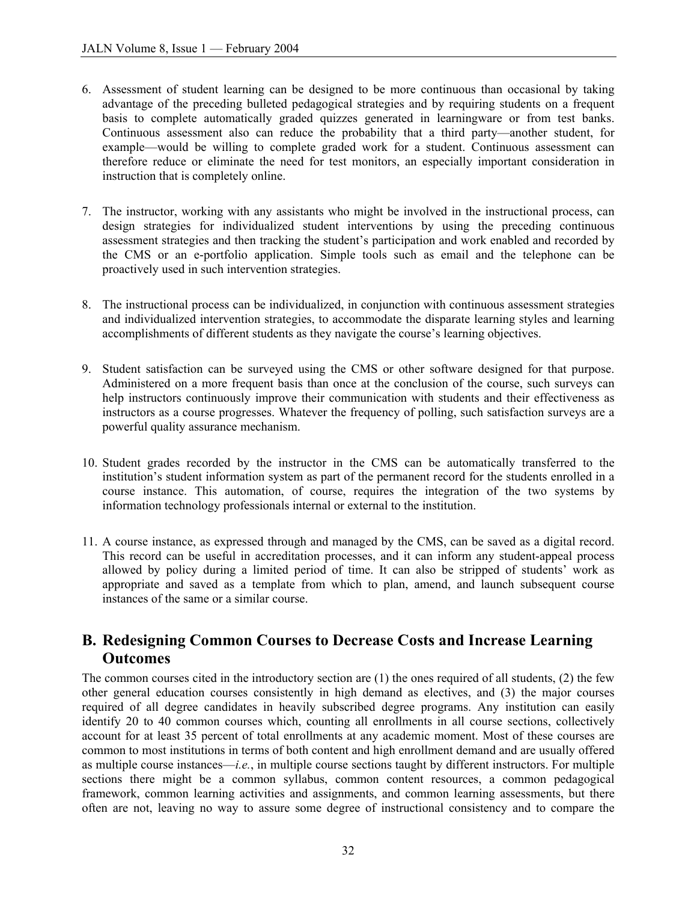6. Assessment of student learning can be designed to be more continuous than occasional by taking advantage of the preceding bulleted pedagogical strategies and by requiring students on a frequent basis to complete automatically graded quizzes generated in learningware or from test banks. Continuous assessment also can reduce the probability that a third party—another student, for example—would be willing to complete graded work for a student. Continuous assessment can therefore reduce or eliminate the need for test monitors, an especially important consideration in instruction that is completely online.

7. The instructor, working with any assistants who might be involved in the instructional process, can design strategies for individualized student interventions by using the preceding continuous assessment strategies and then tracking the student's participation and work enabled and recorded by the CMS or an e-portfolio application. Simple tools such as email and the telephone can be proactively used in such intervention strategies.

8. The instructional process can be individualized, in conjunction with continuous assessment strategies and individualized intervention strategies, to accommodate the disparate learning styles and learning accomplishments of different students as they navigate the course's learning objectives.

9. Student satisfaction can be surveyed using the CMS or other software designed for that purpose. Administered on a more frequent basis than once at the conclusion of the course, such surveys can help instructors continuously improve their communication with students and their effectiveness as instructors as a course progresses. Whatever the frequency of polling, such satisfaction surveys are a powerful quality assurance mechanism.

10. Student grades recorded by the instructor in the CMS can be automatically transferred to the institution's student information system as part of the permanent record for the students enrolled in a course instance. This automation, of course, requires the integration of the two systems by information technology professionals internal or external to the institution.

11. A course instance, as expressed through and managed by the CMS, can be saved as a digital record. This record can be useful in accreditation processes, and it can inform any student-appeal process allowed by policy during a limited period of time. It can also be stripped of students' work as appropriate and saved as a template from which to plan, amend, and launch subsequent course instances of the same or a similar course.

## B. Redesigning Common Courses to Decrease Costs and Increase Learning Outcomes

The common courses cited in the introductory section are (1) the ones required of all students, (2) the few other general education courses consistently in high demand as electives, and (3) the major courses required of all degree candidates in heavily subscribed degree programs. Any institution can easily identify 20 to 40 common courses which, counting all enrollments in all course sections, collectively account for at least 35 percent of total enrollments at any academic moment. Most of these courses are common to most institutions in terms of both content and high enrollment demand and are usually offered as multiple course instances—*i.e.*, in multiple course sections taught by different instructors. For multiple sections there might be a common syllabus, common content resources, a common pedagogical framework, common learning activities and assignments, and common learning assessments, but there often are not, leaving no way to assure some degree of instructional consistency and to compare the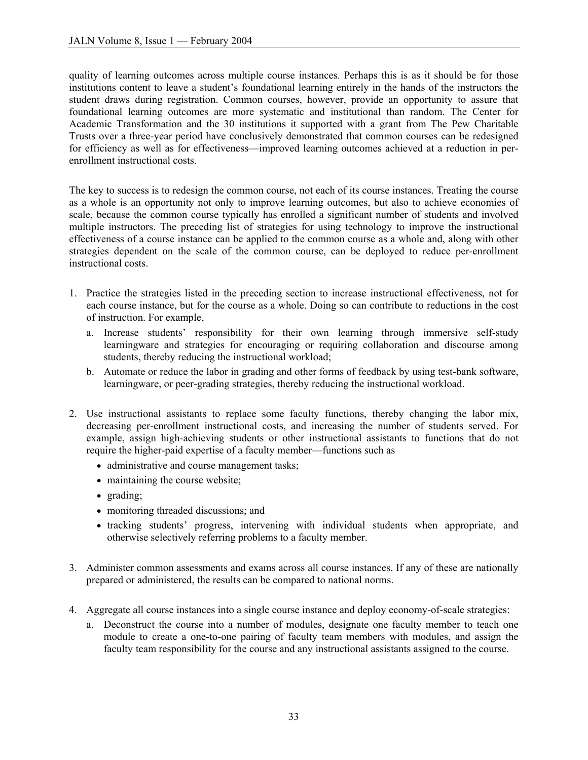quality of learning outcomes across multiple course instances. Perhaps this is as it should be for those institutions content to leave a student's foundational learning entirely in the hands of the instructors the student draws during registration. Common courses, however, provide an opportunity to assure that foundational learning outcomes are more systematic and institutional than random. The Center for Academic Transformation and the 30 institutions it supported with a grant from The Pew Charitable Trusts over a three-year period have conclusively demonstrated that common courses can be redesigned for efficiency as well as for effectiveness—improved learning outcomes achieved at a reduction in per-enrollment instructional costs.

The key to success is to redesign the common course, not each of its course instances. Treating the course as a whole is an opportunity not only to improve learning outcomes, but also to achieve economies of scale, because the common course typically has enrolled a significant number of students and involved multiple instructors. The preceding list of strategies for using technology to improve the instructional effectiveness of a course instance can be applied to the common course as a whole and, along with other strategies dependent on the scale of the common course, can be deployed to reduce per-enrollment instructional costs.

1. Practice the strategies listed in the preceding section to increase instructional effectiveness, not for each course instance, but for the course as a whole. Doing so can contribute to reductions in the cost of instruction. For example,
   a. Increase students' responsibility for their own learning through immersive self-study learningware and strategies for encouraging or requiring collaboration and discourse among students, thereby reducing the instructional workload;
   b. Automate or reduce the labor in grading and other forms of feedback by using test-bank software, learningware, or peer-grading strategies, thereby reducing the instructional workload.

2. Use instructional assistants to replace some faculty functions, thereby changing the labor mix, decreasing per-enrollment instructional costs, and increasing the number of students served. For example, assign high-achieving students or other instructional assistants to functions that do not require the higher-paid expertise of a faculty member—functions such as
   - administrative and course management tasks;
   - maintaining the course website;
   - grading;
   - monitoring threaded discussions; and
   - tracking students' progress, intervening with individual students when appropriate, and otherwise selectively referring problems to a faculty member.

3. Administer common assessments and exams across all course instances. If any of these are nationally prepared or administered, the results can be compared to national norms.

4. Aggregate all course instances into a single course instance and deploy economy-of-scale strategies:
   a. Deconstruct the course into a number of modules, designate one faculty member to teach one module to create a one-to-one pairing of faculty team members with modules, and assign the faculty team responsibility for the course and any instructional assistants assigned to the course.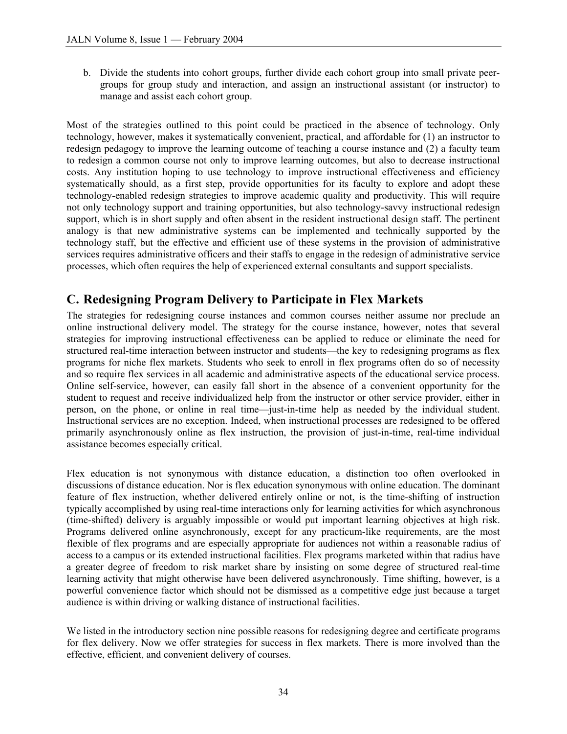b. Divide the students into cohort groups, further divide each cohort group into small private peer-groups for group study and interaction, and assign an instructional assistant (or instructor) to manage and assist each cohort group.

Most of the strategies outlined to this point could be practiced in the absence of technology. Only technology, however, makes it systematically convenient, practical, and affordable for (1) an instructor to redesign pedagogy to improve the learning outcome of teaching a course instance and (2) a faculty team to redesign a common course not only to improve learning outcomes, but also to decrease instructional costs. Any institution hoping to use technology to improve instructional effectiveness and efficiency systematically should, as a first step, provide opportunities for its faculty to explore and adopt these technology-enabled redesign strategies to improve academic quality and productivity. This will require not only technology support and training opportunities, but also technology-savvy instructional redesign support, which is in short supply and often absent in the resident instructional design staff. The pertinent analogy is that new administrative systems can be implemented and technically supported by the technology staff, but the effective and efficient use of these systems in the provision of administrative services requires administrative officers and their staffs to engage in the redesign of administrative service processes, which often requires the help of experienced external consultants and support specialists.

## C. Redesigning Program Delivery to Participate in Flex Markets

The strategies for redesigning course instances and common courses neither assume nor preclude an online instructional delivery model. The strategy for the course instance, however, notes that several strategies for improving instructional effectiveness can be applied to reduce or eliminate the need for structured real-time interaction between instructor and students—the key to redesigning programs as flex programs for niche flex markets. Students who seek to enroll in flex programs often do so of necessity and so require flex services in all academic and administrative aspects of the educational service process. Online self-service, however, can easily fall short in the absence of a convenient opportunity for the student to request and receive individualized help from the instructor or other service provider, either in person, on the phone, or online in real time—just-in-time help as needed by the individual student. Instructional services are no exception. Indeed, when instructional processes are redesigned to be offered primarily asynchronously online as flex instruction, the provision of just-in-time, real-time individual assistance becomes especially critical.

Flex education is not synonymous with distance education, a distinction too often overlooked in discussions of distance education. Nor is flex education synonymous with online education. The dominant feature of flex instruction, whether delivered entirely online or not, is the time-shifting of instruction typically accomplished by using real-time interactions only for learning activities for which asynchronous (time-shifted) delivery is arguably impossible or would put important learning objectives at high risk. Programs delivered online asynchronously, except for any practicum-like requirements, are the most flexible of flex programs and are especially appropriate for audiences not within a reasonable radius of access to a campus or its extended instructional facilities. Flex programs marketed within that radius have a greater degree of freedom to risk market share by insisting on some degree of structured real-time learning activity that might otherwise have been delivered asynchronously. Time shifting, however, is a powerful convenience factor which should not be dismissed as a competitive edge just because a target audience is within driving or walking distance of instructional facilities.

We listed in the introductory section nine possible reasons for redesigning degree and certificate programs for flex delivery. Now we offer strategies for success in flex markets. There is more involved than the effective, efficient, and convenient delivery of courses.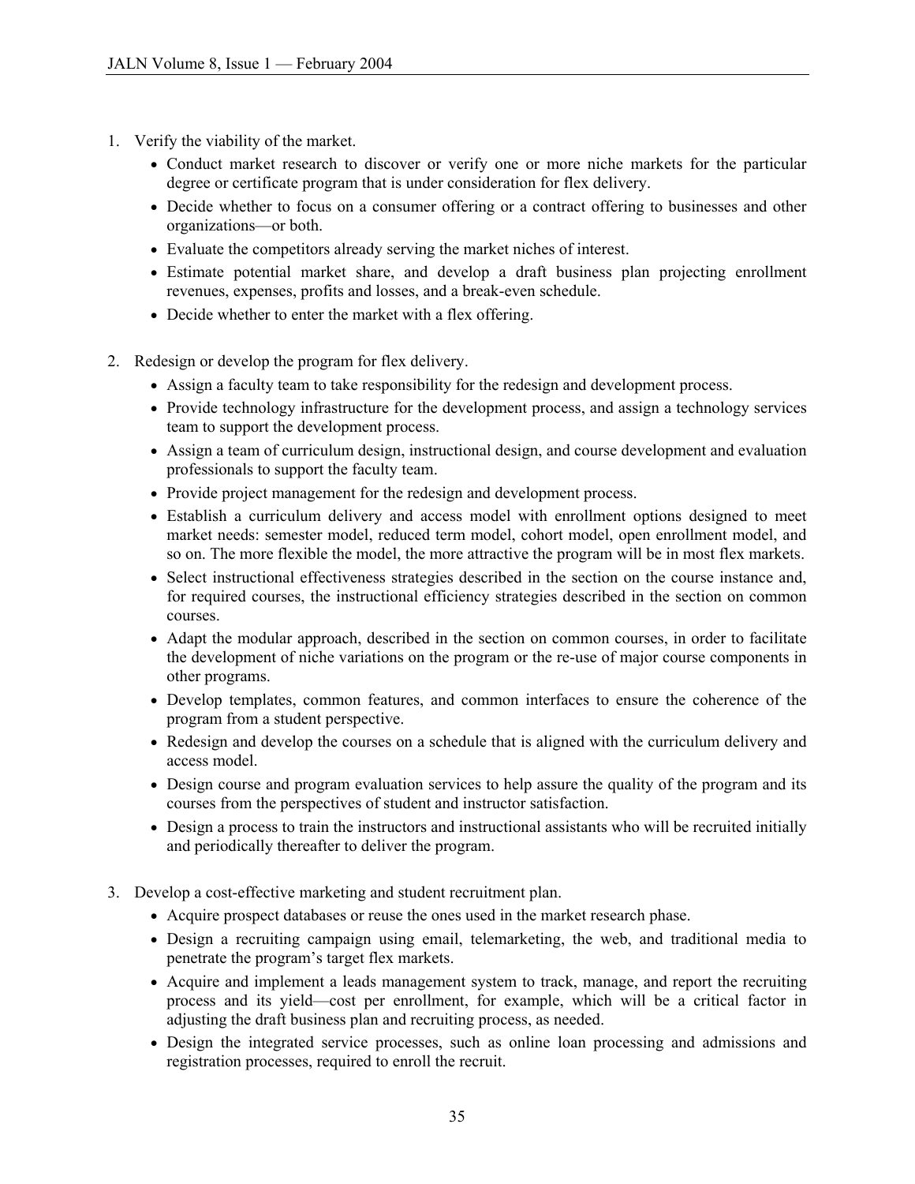1. Verify the viability of the market.
    - Conduct market research to discover or verify one or more niche markets for the particular degree or certificate program that is under consideration for flex delivery.
    - Decide whether to focus on a consumer offering or a contract offering to businesses and other organizations—or both.
    - Evaluate the competitors already serving the market niches of interest.
    - Estimate potential market share, and develop a draft business plan projecting enrollment revenues, expenses, profits and losses, and a break-even schedule.
    - Decide whether to enter the market with a flex offering.

2. Redesign or develop the program for flex delivery.
    - Assign a faculty team to take responsibility for the redesign and development process.
    - Provide technology infrastructure for the development process, and assign a technology services team to support the development process.
    - Assign a team of curriculum design, instructional design, and course development and evaluation professionals to support the faculty team.
    - Provide project management for the redesign and development process.
    - Establish a curriculum delivery and access model with enrollment options designed to meet market needs: semester model, reduced term model, cohort model, open enrollment model, and so on. The more flexible the model, the more attractive the program will be in most flex markets.
    - Select instructional effectiveness strategies described in the section on the course instance and, for required courses, the instructional efficiency strategies described in the section on common courses.
    - Adapt the modular approach, described in the section on common courses, in order to facilitate the development of niche variations on the program or the re-use of major course components in other programs.
    - Develop templates, common features, and common interfaces to ensure the coherence of the program from a student perspective.
    - Redesign and develop the courses on a schedule that is aligned with the curriculum delivery and access model.
    - Design course and program evaluation services to help assure the quality of the program and its courses from the perspectives of student and instructor satisfaction.
    - Design a process to train the instructors and instructional assistants who will be recruited initially and periodically thereafter to deliver the program.

3. Develop a cost-effective marketing and student recruitment plan.
    - Acquire prospect databases or reuse the ones used in the market research phase.
    - Design a recruiting campaign using email, telemarketing, the web, and traditional media to penetrate the program's target flex markets.
    - Acquire and implement a leads management system to track, manage, and report the recruiting process and its yield—cost per enrollment, for example, which will be a critical factor in adjusting the draft business plan and recruiting process, as needed.
    - Design the integrated service processes, such as online loan processing and admissions and registration processes, required to enroll the recruit.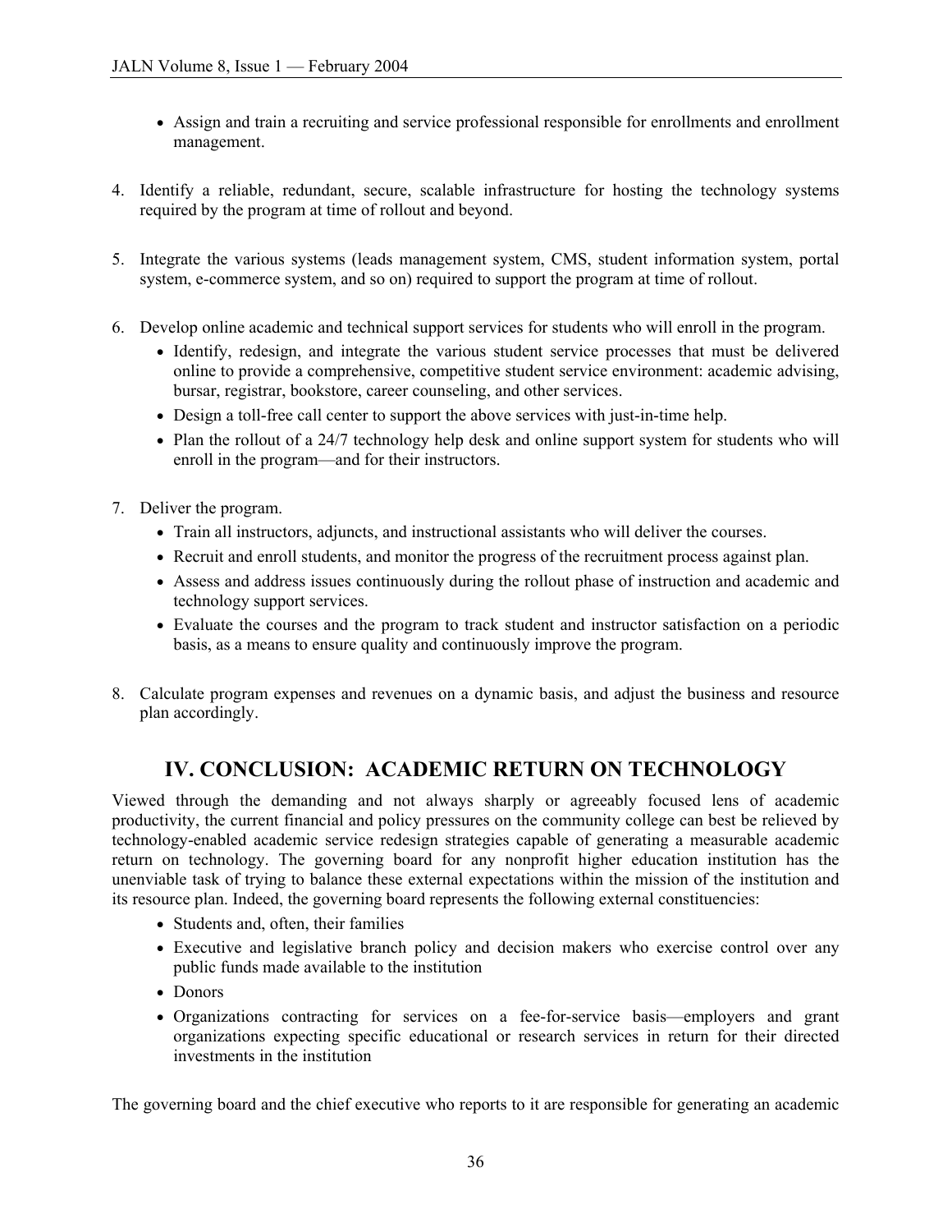- Assign and train a recruiting and service professional responsible for enrollments and enrollment management.

4. Identify a reliable, redundant, secure, scalable infrastructure for hosting the technology systems required by the program at time of rollout and beyond.

5. Integrate the various systems (leads management system, CMS, student information system, portal system, e-commerce system, and so on) required to support the program at time of rollout.

6. Develop online academic and technical support services for students who will enroll in the program.
    - Identify, redesign, and integrate the various student service processes that must be delivered online to provide a comprehensive, competitive student service environment: academic advising, bursar, registrar, bookstore, career counseling, and other services.
    - Design a toll-free call center to support the above services with just-in-time help.
    - Plan the rollout of a 24/7 technology help desk and online support system for students who will enroll in the program—and for their instructors.

7. Deliver the program.
    - Train all instructors, adjuncts, and instructional assistants who will deliver the courses.
    - Recruit and enroll students, and monitor the progress of the recruitment process against plan.
    - Assess and address issues continuously during the rollout phase of instruction and academic and technology support services.
    - Evaluate the courses and the program to track student and instructor satisfaction on a periodic basis, as a means to ensure quality and continuously improve the program.

8. Calculate program expenses and revenues on a dynamic basis, and adjust the business and resource plan accordingly.

## IV. CONCLUSION: ACADEMIC RETURN ON TECHNOLOGY

Viewed through the demanding and not always sharply or agreeably focused lens of academic productivity, the current financial and policy pressures on the community college can best be relieved by technology-enabled academic service redesign strategies capable of generating a measurable academic return on technology. The governing board for any nonprofit higher education institution has the unenviable task of trying to balance these external expectations within the mission of the institution and its resource plan. Indeed, the governing board represents the following external constituencies:

- Students and, often, their families
- Executive and legislative branch policy and decision makers who exercise control over any public funds made available to the institution
- Donors
- Organizations contracting for services on a fee-for-service basis—employers and grant organizations expecting specific educational or research services in return for their directed investments in the institution

The governing board and the chief executive who reports to it are responsible for generating an academic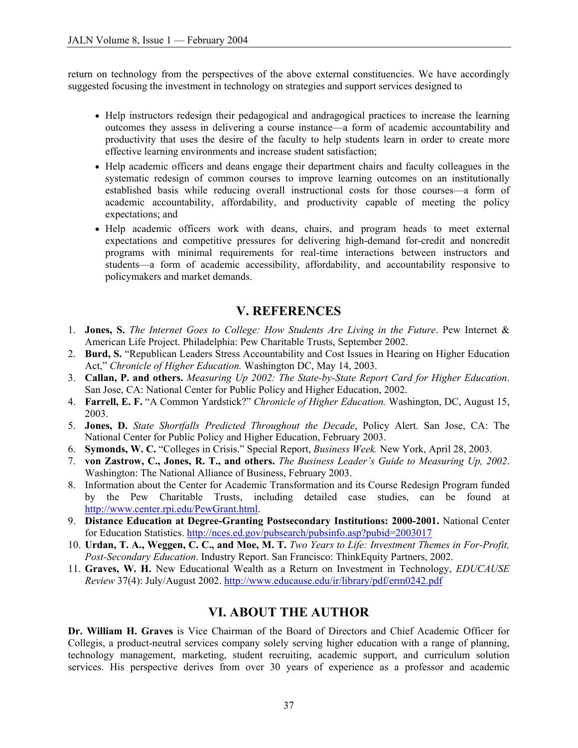return on technology from the perspectives of the above external constituencies. We have accordingly suggested focusing the investment in technology on strategies and support services designed to

- Help instructors redesign their pedagogical and andragogical practices to increase the learning outcomes they assess in delivering a course instance—a form of academic accountability and productivity that uses the desire of the faculty to help students learn in order to create more effective learning environments and increase student satisfaction;
- Help academic officers and deans engage their department chairs and faculty colleagues in the systematic redesign of common courses to improve learning outcomes on an institutionally established basis while reducing overall instructional costs for those courses—a form of academic accountability, affordability, and productivity capable of meeting the policy expectations; and
- Help academic officers work with deans, chairs, and program heads to meet external expectations and competitive pressures for delivering high-demand for-credit and noncredit programs with minimal requirements for real-time interactions between instructors and students—a form of academic accessibility, affordability, and accountability responsive to policymakers and market demands.

## V. REFERENCES

1. **Jones, S.** *The Internet Goes to College: How Students Are Living in the Future*. Pew Internet & American Life Project. Philadelphia: Pew Charitable Trusts, September 2002.
2. **Burd, S.** "Republican Leaders Stress Accountability and Cost Issues in Hearing on Higher Education Act," *Chronicle of Higher Education.* Washington DC, May 14, 2003.
3. **Callan, P. and others.** *Measuring Up 2002: The State-by-State Report Card for Higher Education*. San Jose, CA: National Center for Public Policy and Higher Education, 2002.
4. **Farrell, E. F.** "A Common Yardstick?" *Chronicle of Higher Education.* Washington, DC, August 15, 2003.
5. **Jones, D.** *State Shortfalls Predicted Throughout the Decade*, Policy Alert. San Jose, CA: The National Center for Public Policy and Higher Education, February 2003.
6. **Symonds, W. C.** "Colleges in Crisis." Special Report, *Business Week.* New York, April 28, 2003.
7. **von Zastrow, C., Jones, R. T., and others.** *The Business Leader's Guide to Measuring Up, 2002*. Washington: The National Alliance of Business, February 2003.
8. Information about the Center for Academic Transformation and its Course Redesign Program funded by the Pew Charitable Trusts, including detailed case studies, can be found at http://www.center.rpi.edu/PewGrant.html.
9. **Distance Education at Degree-Granting Postsecondary Institutions: 2000-2001.** National Center for Education Statistics. http://nces.ed.gov/pubsearch/pubsinfo.asp?pubid=2003017
10. **Urdan, T. A., Weggen, C. C., and Moe, M. T.** *Two Years to Life: Investment Themes in For-Profit, Post-Secondary Education*. Industry Report. San Francisco: ThinkEquity Partners, 2002.
11. **Graves, W. H.** New Educational Wealth as a Return on Investment in Technology, *EDUCAUSE Review* 37(4): July/August 2002. http://www.educause.edu/ir/library/pdf/erm0242.pdf

## VI. ABOUT THE AUTHOR

**Dr. William H. Graves** is Vice Chairman of the Board of Directors and Chief Academic Officer for Collegis, a product-neutral services company solely serving higher education with a range of planning, technology management, marketing, student recruiting, academic support, and curriculum solution services. His perspective derives from over 30 years of experience as a professor and academic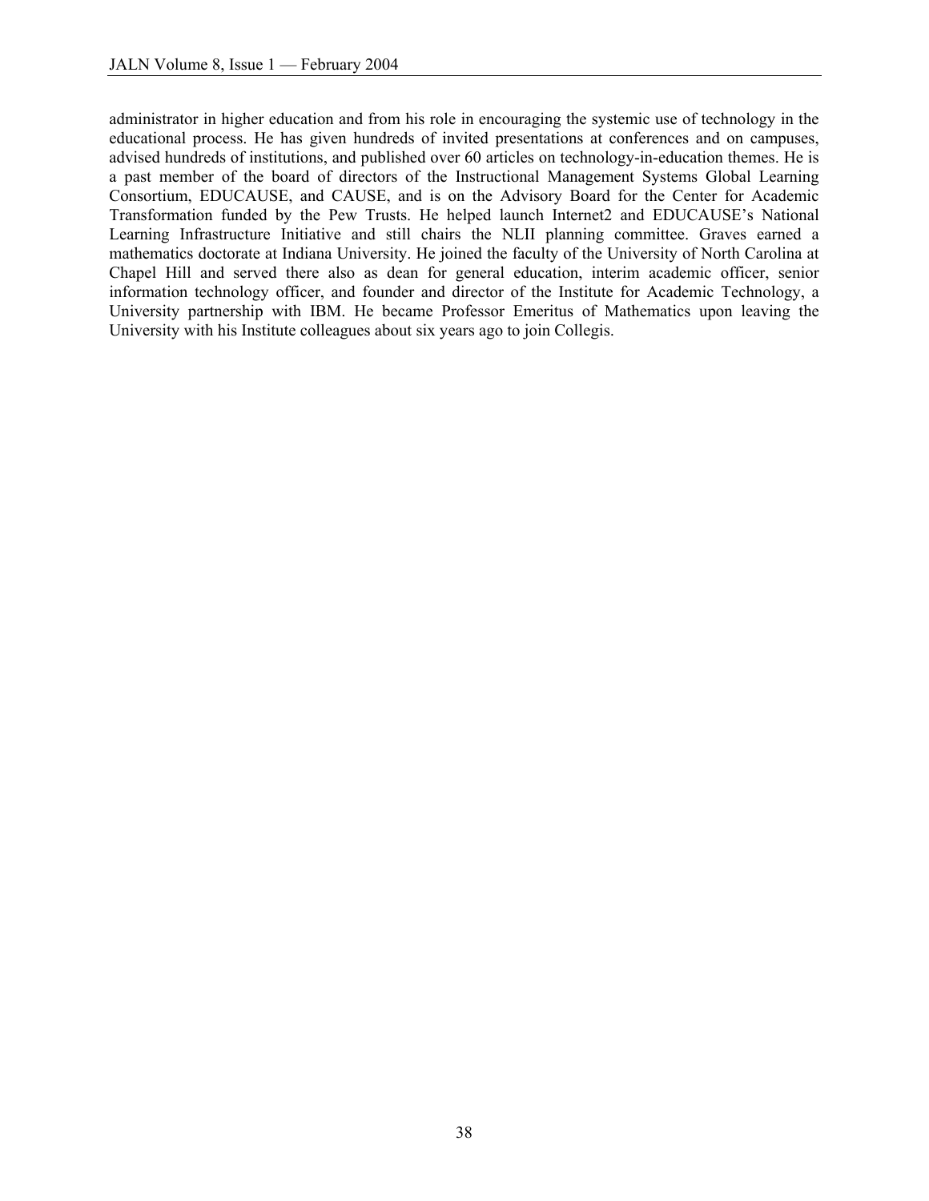administrator in higher education and from his role in encouraging the systemic use of technology in the educational process. He has given hundreds of invited presentations at conferences and on campuses, advised hundreds of institutions, and published over 60 articles on technology-in-education themes. He is a past member of the board of directors of the Instructional Management Systems Global Learning Consortium, EDUCAUSE, and CAUSE, and is on the Advisory Board for the Center for Academic Transformation funded by the Pew Trusts. He helped launch Internet2 and EDUCAUSE's National Learning Infrastructure Initiative and still chairs the NLII planning committee. Graves earned a mathematics doctorate at Indiana University. He joined the faculty of the University of North Carolina at Chapel Hill and served there also as dean for general education, interim academic officer, senior information technology officer, and founder and director of the Institute for Academic Technology, a University partnership with IBM. He became Professor Emeritus of Mathematics upon leaving the University with his Institute colleagues about six years ago to join Collegis.